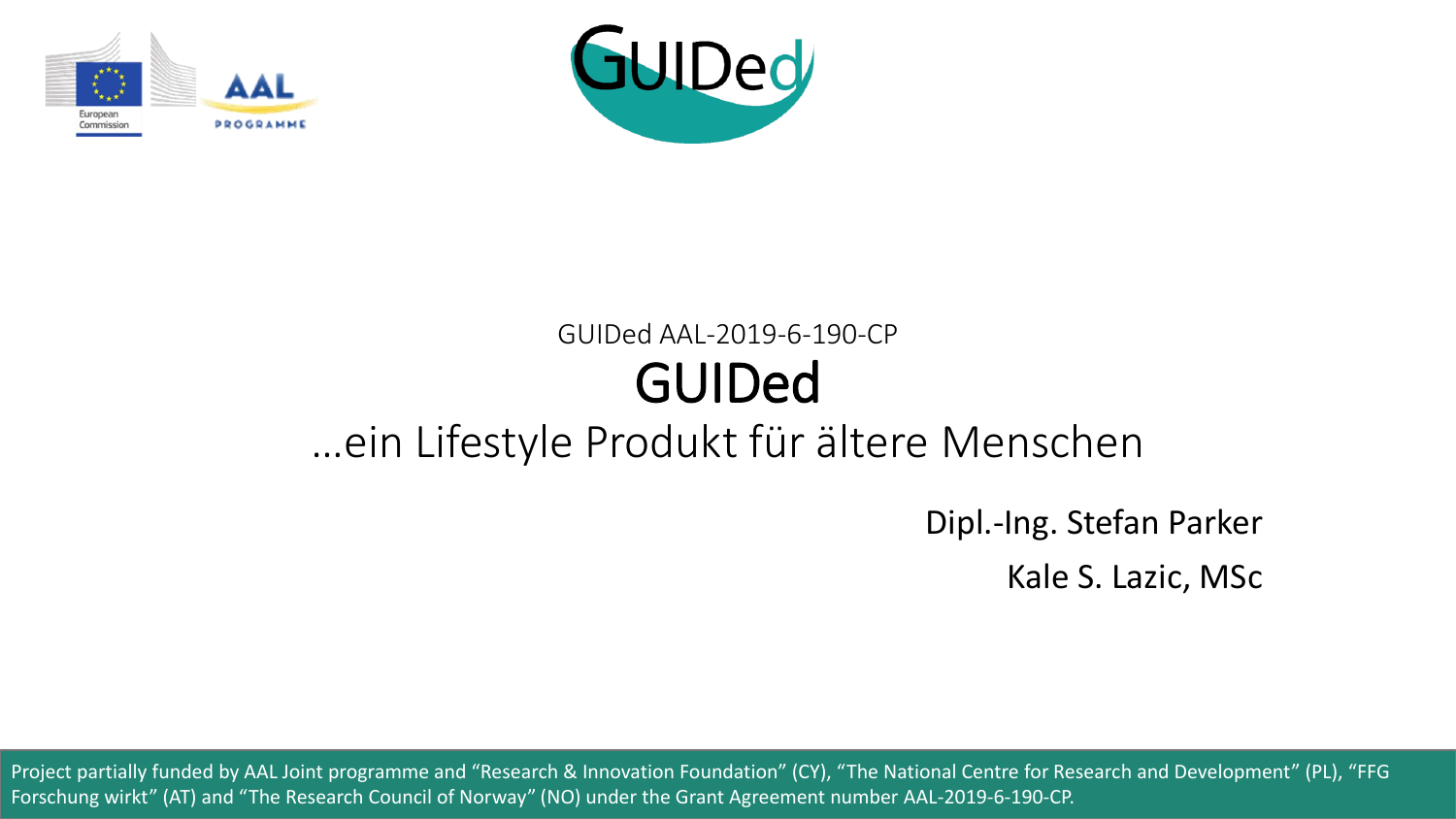GUIDed AAL-2019-6-190-CP

# GUIDed

## …ein Lifestyle Produkt für ältere Menschen

Dipl.-Ing. Stefan Parker

Kale S. Lazic, MSc

Project partially funded by AAL Joint programme and "Research & Innovation Foundation" (CY), "The National Centre for Research and Development" (PL), "FFG Forschung wirkt" (AT) and "The Research Council of Norway" (NO) under the Grant Agreement number AAL-2019-6-190-CP.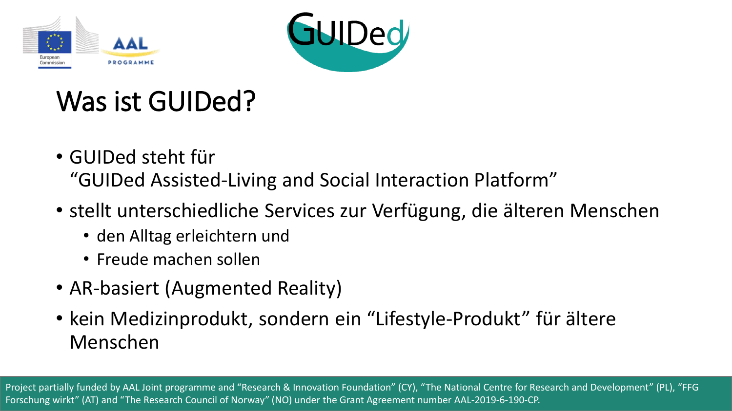# Was ist GUIDed?

- GUIDed steht für
  "GUIDed Assisted-Living and Social Interaction Platform"
- stellt unterschiedliche Services zur Verfügung, die älteren Menschen
  - den Alltag erleichtern und
  - Freude machen sollen
- AR-basiert (Augmented Reality)
- kein Medizinprodukt, sondern ein "Lifestyle-Produkt" für ältere Menschen

Project partially funded by AAL Joint programme and "Research & Innovation Foundation" (CY), "The National Centre for Research and Development" (PL), "FFG Forschung wirkt" (AT) and "The Research Council of Norway" (NO) under the Grant Agreement number AAL-2019-6-190-CP.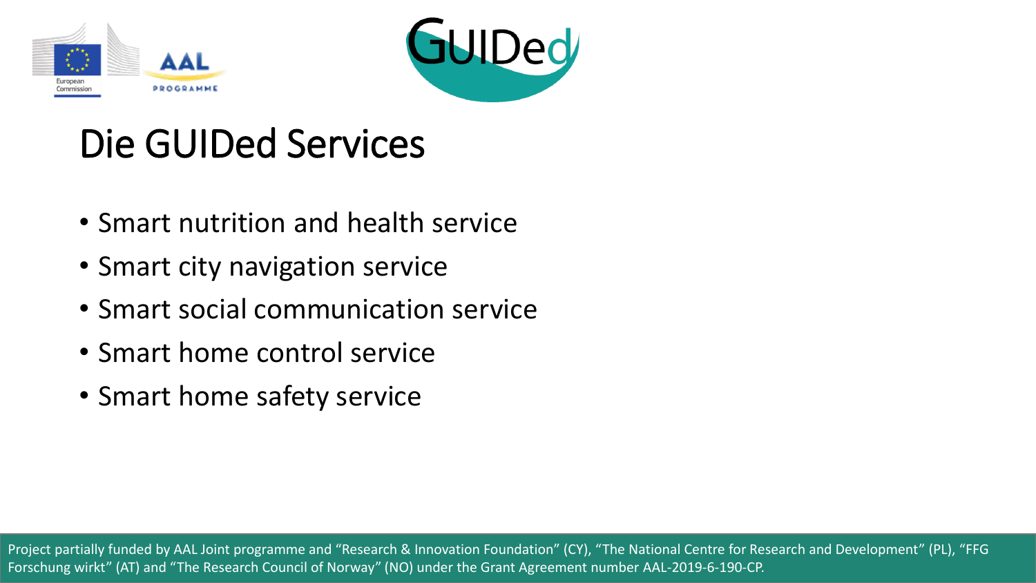# Die GUIDed Services

- Smart nutrition and health service
- Smart city navigation service
- Smart social communication service
- Smart home control service
- Smart home safety service

Project partially funded by AAL Joint programme and “Research & Innovation Foundation” (CY), “The National Centre for Research and Development” (PL), “FFG Forschung wirkt” (AT) and “The Research Council of Norway” (NO) under the Grant Agreement number AAL-2019-6-190-CP.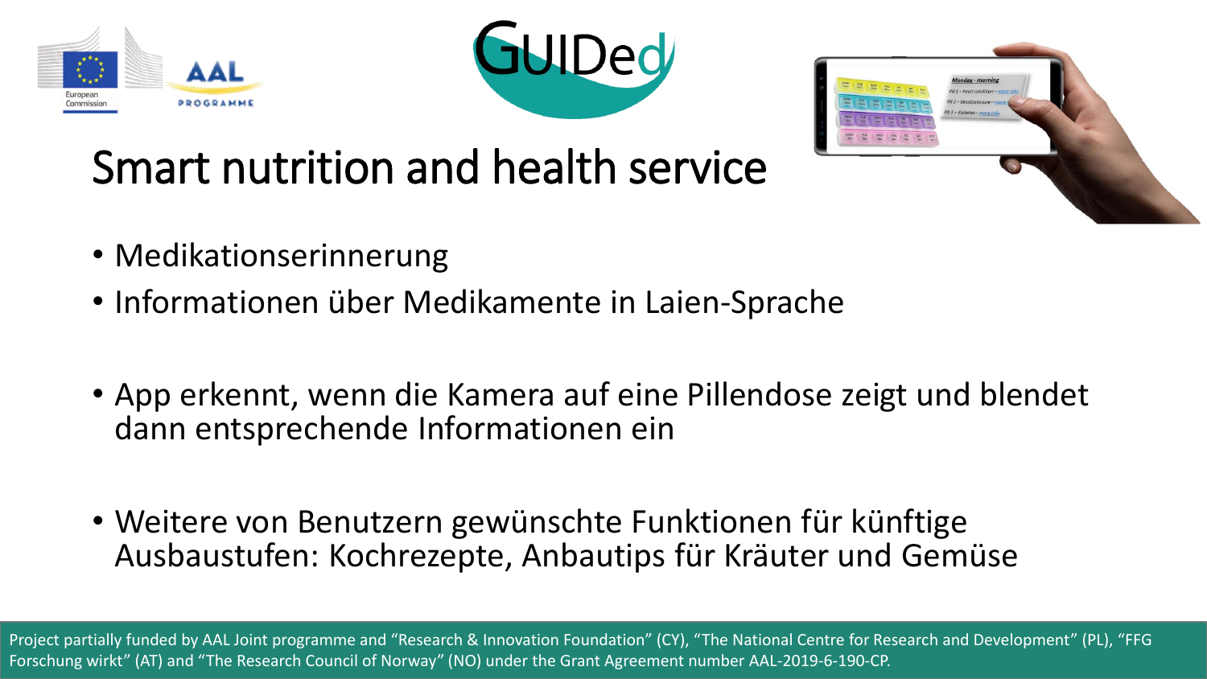# Smart nutrition and health service

- Medikationserinnerung
- Informationen über Medikamente in Laien-Sprache

- App erkennt, wenn die Kamera auf eine Pillendose zeigt und blendet dann entsprechende Informationen ein

- Weitere von Benutzern gewünschte Funktionen für künftige Ausbaustufen: Kochrezepte, Anbautips für Kräuter und Gemüse

Project partially funded by AAL Joint programme and "Research & Innovation Foundation" (CY), "The National Centre for Research and Development" (PL), "FFG Forschung wirkt" (AT) and "The Research Council of Norway" (NO) under the Grant Agreement number AAL-2019-6-190-CP.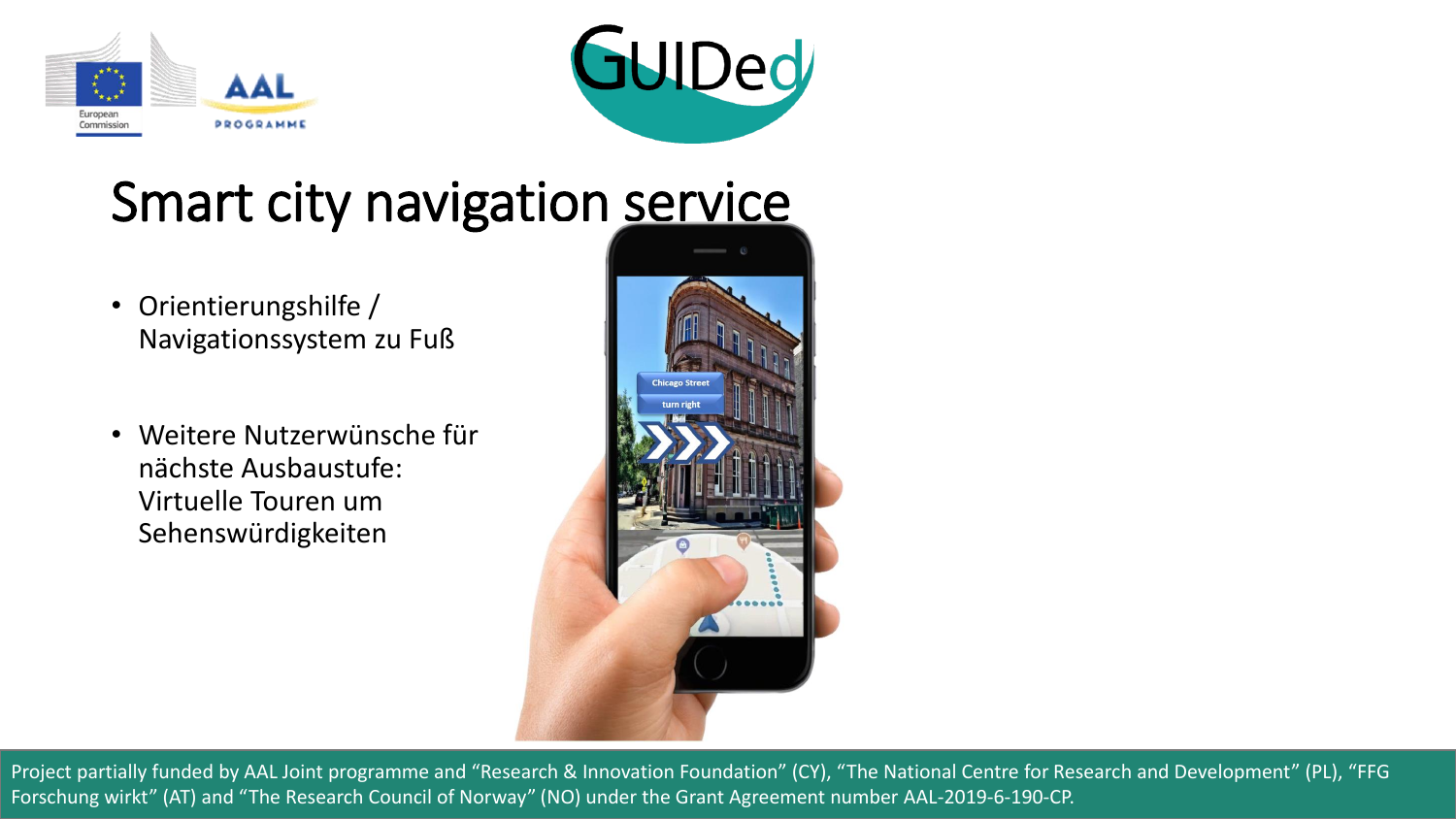# Smart city navigation service

- Orientierungshilfe / Navigationssystem zu Fuß
- Weitere Nutzerwünsche für nächste Ausbaustufe: Virtuelle Touren um Sehenswürdigkeiten

Project partially funded by AAL Joint programme and “Research & Innovation Foundation” (CY), “The National Centre for Research and Development” (PL), “FFG Forschung wirkt” (AT) and “The Research Council of Norway” (NO) under the Grant Agreement number AAL-2019-6-190-CP.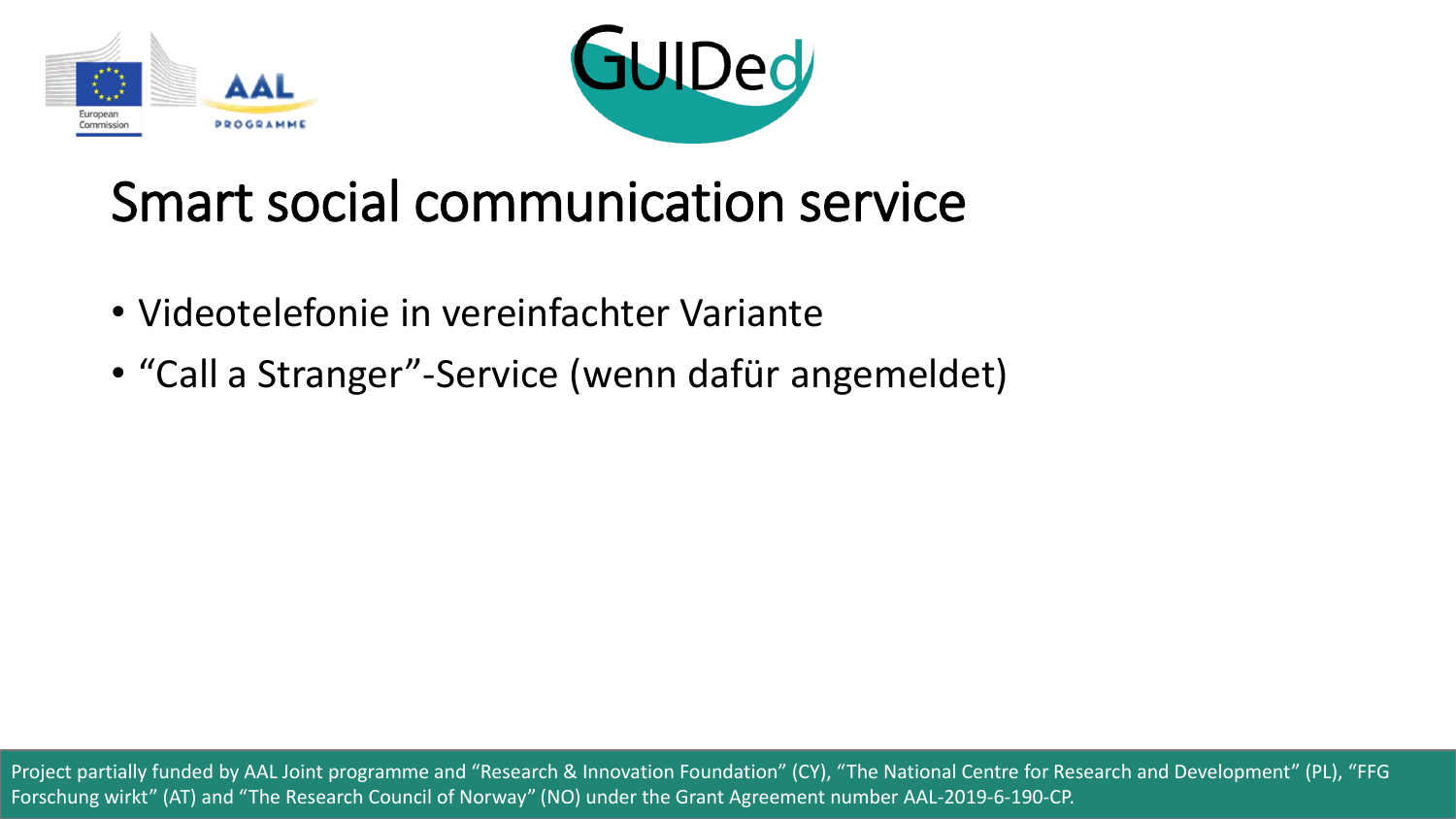# Smart social communication service

- Videotelefonie in vereinfachter Variante
- "Call a Stranger"-Service (wenn dafür angemeldet)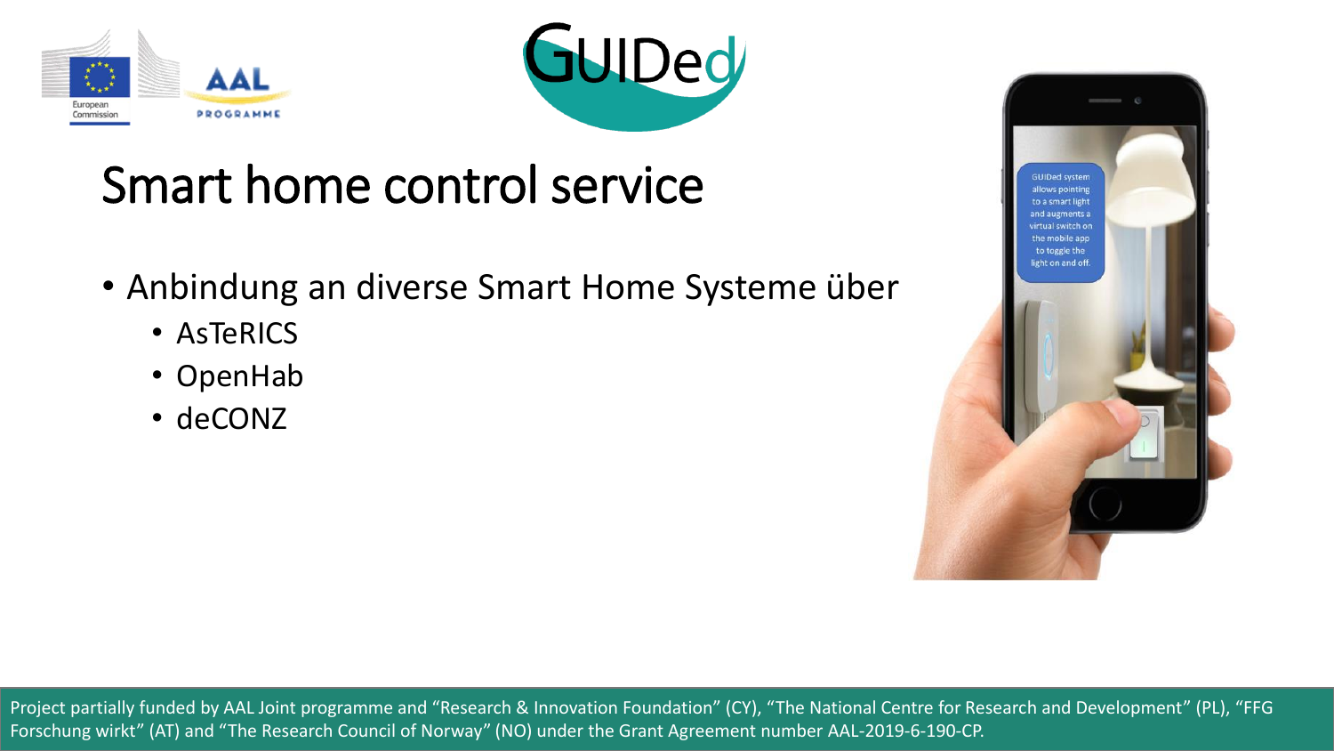# Smart home control service

- Anbindung an diverse Smart Home Systeme über
  - AsTeRICS
  - OpenHab
  - deCONZ

GUIDed system allows pointing to a smart light and augments a virtual switch on the mobile app to toggle the light on and off.

Project partially funded by AAL Joint programme and “Research & Innovation Foundation” (CY), “The National Centre for Research and Development” (PL), “FFG Forschung wirkt” (AT) and “The Research Council of Norway” (NO) under the Grant Agreement number AAL-2019-6-190-CP.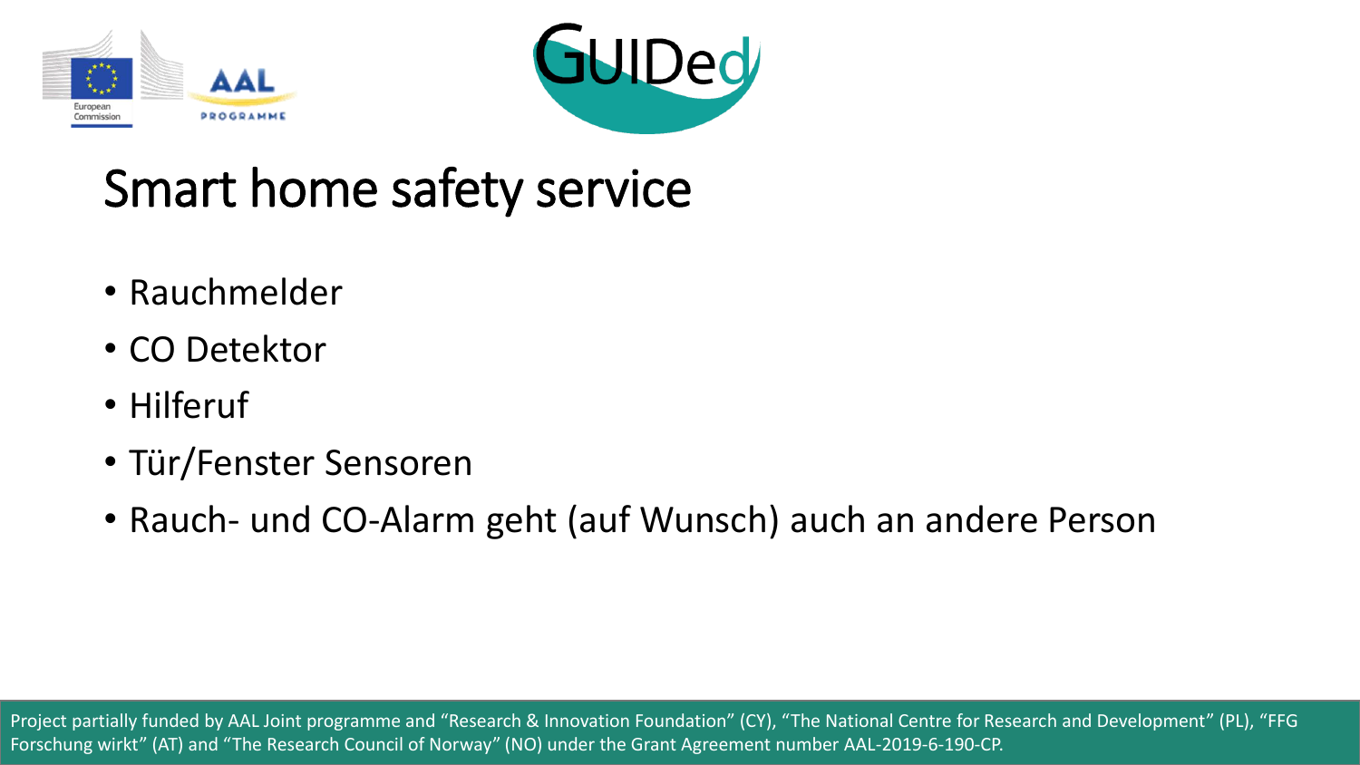# Smart home safety service

- Rauchmelder
- CO Detektor
- Hilferuf
- Tür/Fenster Sensoren
- Rauch- und CO-Alarm geht (auf Wunsch) auch an andere Person

Project partially funded by AAL Joint programme and "Research & Innovation Foundation" (CY), "The National Centre for Research and Development" (PL), "FFG Forschung wirkt" (AT) and "The Research Council of Norway" (NO) under the Grant Agreement number AAL-2019-6-190-CP.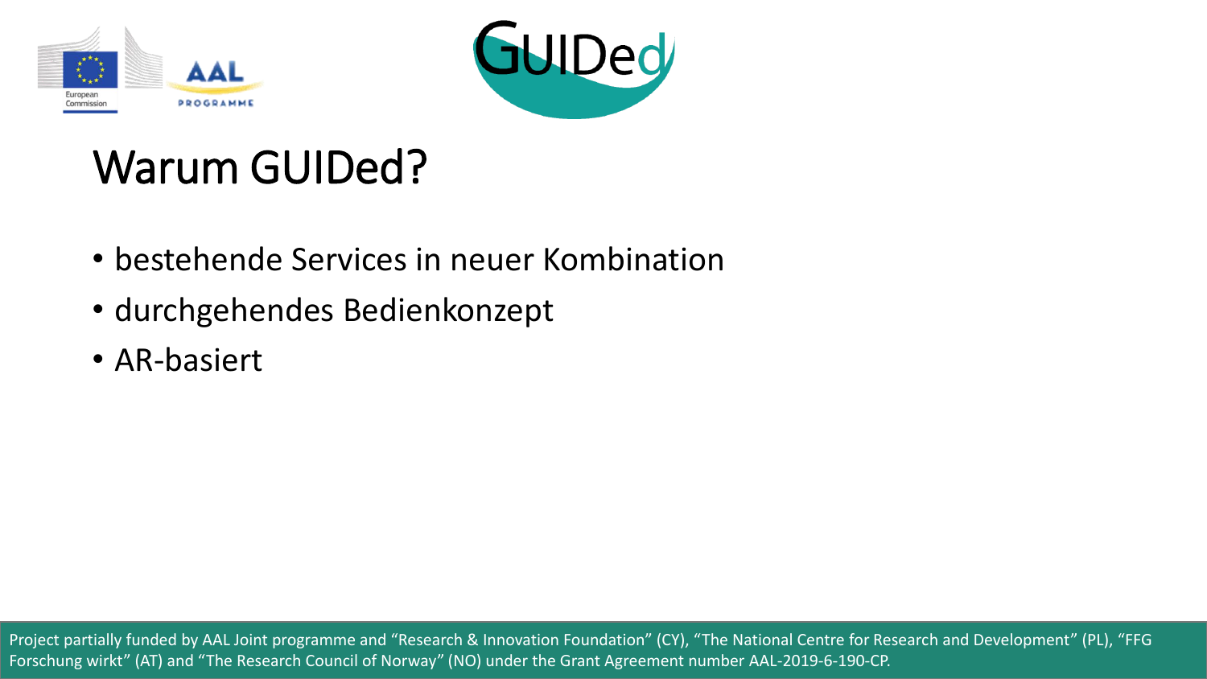# Warum GUIDed?

- bestehende Services in neuer Kombination
- durchgehendes Bedienkonzept
- AR-basiert

Project partially funded by AAL Joint programme and “Research & Innovation Foundation” (CY), “The National Centre for Research and Development” (PL), “FFG Forschung wirkt” (AT) and “The Research Council of Norway” (NO) under the Grant Agreement number AAL-2019-6-190-CP.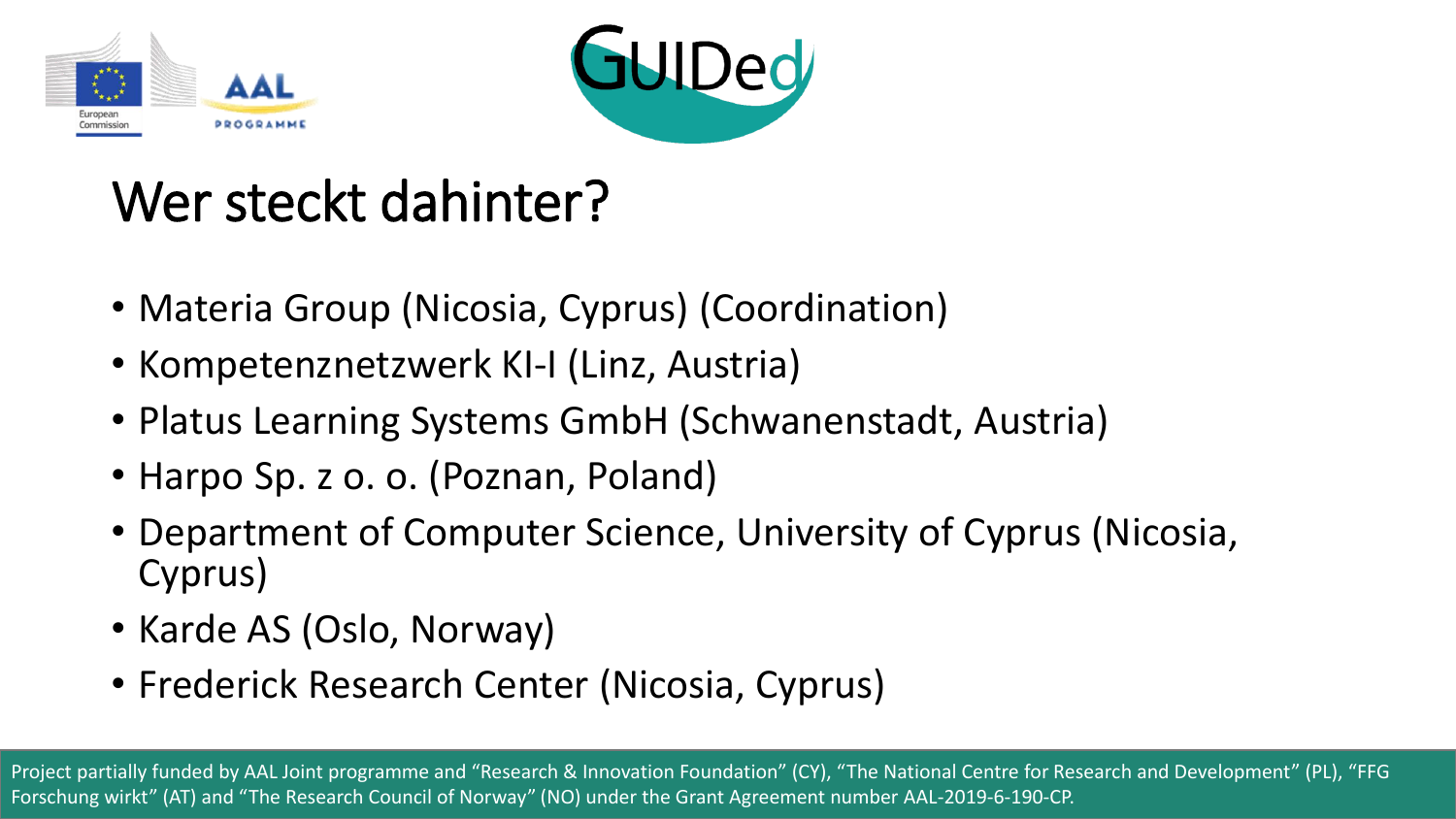# Wer steckt dahinter?

- Materia Group (Nicosia, Cyprus) (Coordination)
- Kompetenznetzwerk KI-I (Linz, Austria)
- Platus Learning Systems GmbH (Schwanenstadt, Austria)
- Harpo Sp. z o. o. (Poznan, Poland)
- Department of Computer Science, University of Cyprus (Nicosia, Cyprus)
- Karde AS (Oslo, Norway)
- Frederick Research Center (Nicosia, Cyprus)

Project partially funded by AAL Joint programme and "Research & Innovation Foundation" (CY), "The National Centre for Research and Development" (PL), "FFG Forschung wirkt" (AT) and "The Research Council of Norway" (NO) under the Grant Agreement number AAL-2019-6-190-CP.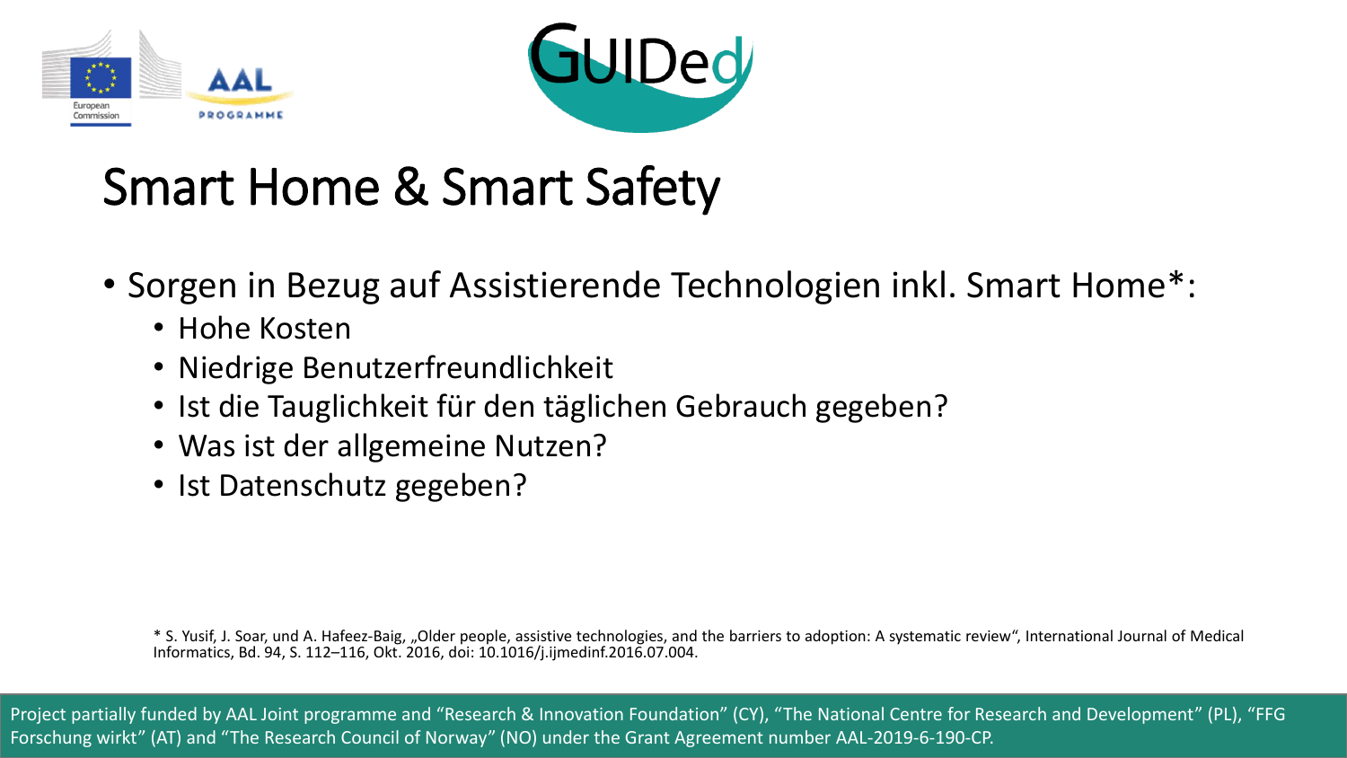# Smart Home & Smart Safety

- Sorgen in Bezug auf Assistierende Technologien inkl. Smart Home*:
  - Hohe Kosten
  - Niedrige Benutzerfreundlichkeit
  - Ist die Tauglichkeit für den täglichen Gebrauch gegeben?
  - Was ist der allgemeine Nutzen?
  - Ist Datenschutz gegeben?

* S. Yusif, J. Soar, und A. Hafeez-Baig, „Older people, assistive technologies, and the barriers to adoption: A systematic review“, International Journal of Medical Informatics, Bd. 94, S. 112–116, Okt. 2016, doi: 10.1016/j.ijmedinf.2016.07.004.

Project partially funded by AAL Joint programme and “Research & Innovation Foundation” (CY), “The National Centre for Research and Development” (PL), “FFG Forschung wirkt” (AT) and “The Research Council of Norway” (NO) under the Grant Agreement number AAL-2019-6-190-CP.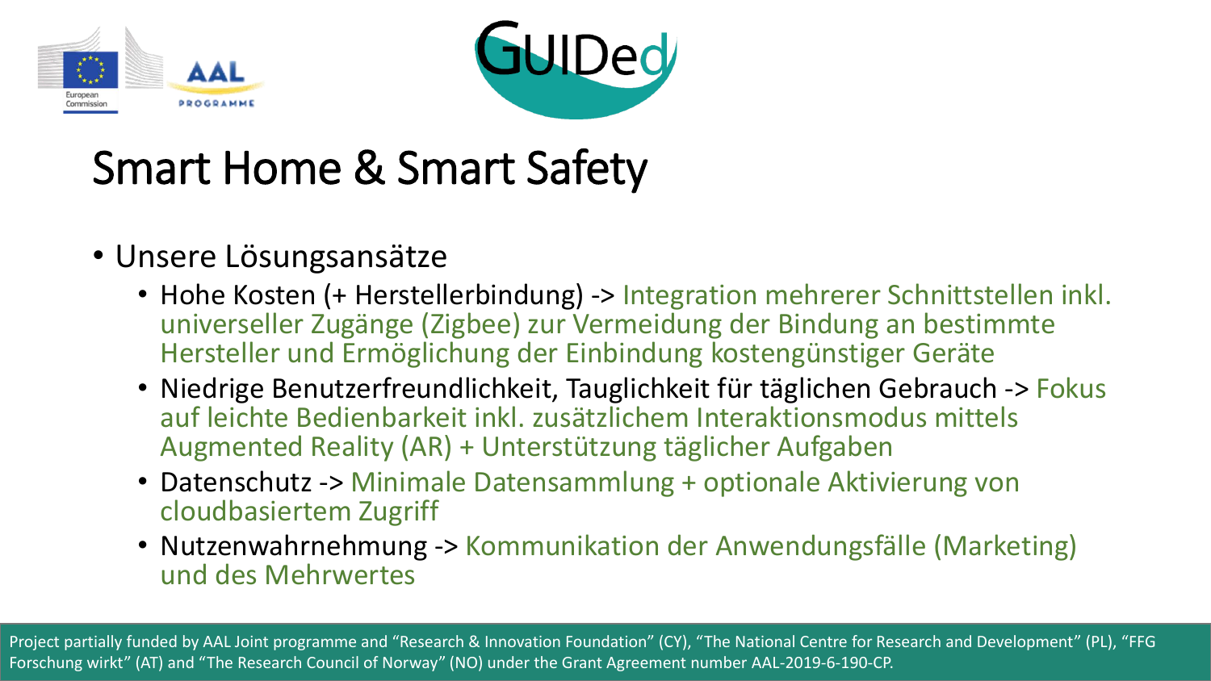# Smart Home & Smart Safety

- Unsere Lösungsansätze
  - Hohe Kosten (+ Herstellerbindung) -> Integration mehrerer Schnittstellen inkl. universeller Zugänge (Zigbee) zur Vermeidung der Bindung an bestimmte Hersteller und Ermöglichung der Einbindung kostengünstiger Geräte
  - Niedrige Benutzerfreundlichkeit, Tauglichkeit für täglichen Gebrauch -> Fokus auf leichte Bedienbarkeit inkl. zusätzlichem Interaktionsmodus mittels Augmented Reality (AR) + Unterstützung täglicher Aufgaben
  - Datenschutz -> Minimale Datensammlung + optionale Aktivierung von cloudbasiertem Zugriff
  - Nutzenwahrnehmung -> Kommunikation der Anwendungsfälle (Marketing) und des Mehrwertes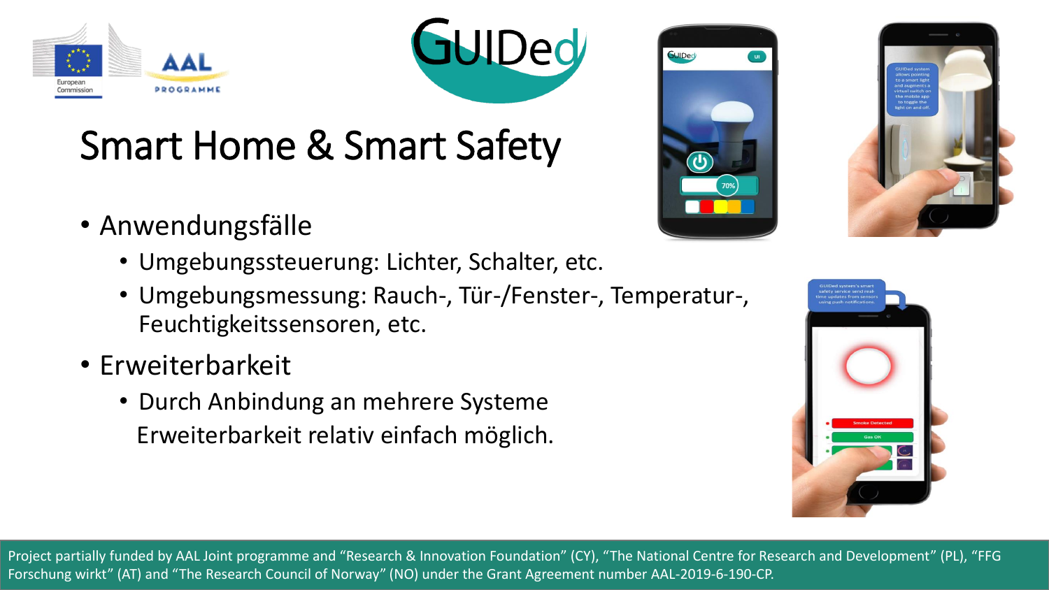# Smart Home & Smart Safety

- Anwendungsfälle
  - Umgebungssteuerung: Lichter, Schalter, etc.
  - Umgebungsmessung: Rauch-, Tür-/Fenster-, Temperatur-, Feuchtigkeitssensoren, etc.
- Erweiterbarkeit
  - Durch Anbindung an mehrere Systeme Erweiterbarkeit relativ einfach möglich.

Project partially funded by AAL Joint programme and "Research & Innovation Foundation" (CY), "The National Centre for Research and Development" (PL), "FFG Forschung wirkt" (AT) and "The Research Council of Norway" (NO) under the Grant Agreement number AAL-2019-6-190-CP.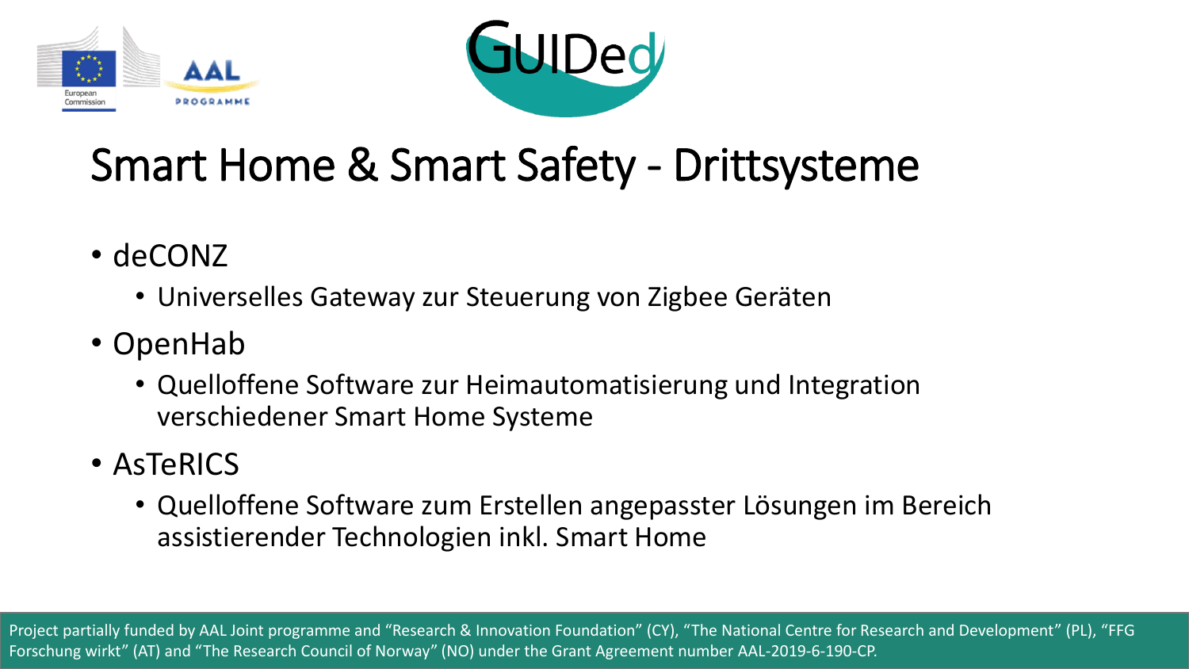# Smart Home & Smart Safety - Drittsysteme

- deCONZ
  - Universelles Gateway zur Steuerung von Zigbee Geräten
- OpenHab
  - Quelloffene Software zur Heimautomatisierung und Integration verschiedener Smart Home Systeme
- AsTeRICS
  - Quelloffene Software zum Erstellen angepasster Lösungen im Bereich assistierender Technologien inkl. Smart Home

Project partially funded by AAL Joint programme and "Research & Innovation Foundation" (CY), "The National Centre for Research and Development" (PL), "FFG Forschung wirkt" (AT) and "The Research Council of Norway" (NO) under the Grant Agreement number AAL-2019-6-190-CP.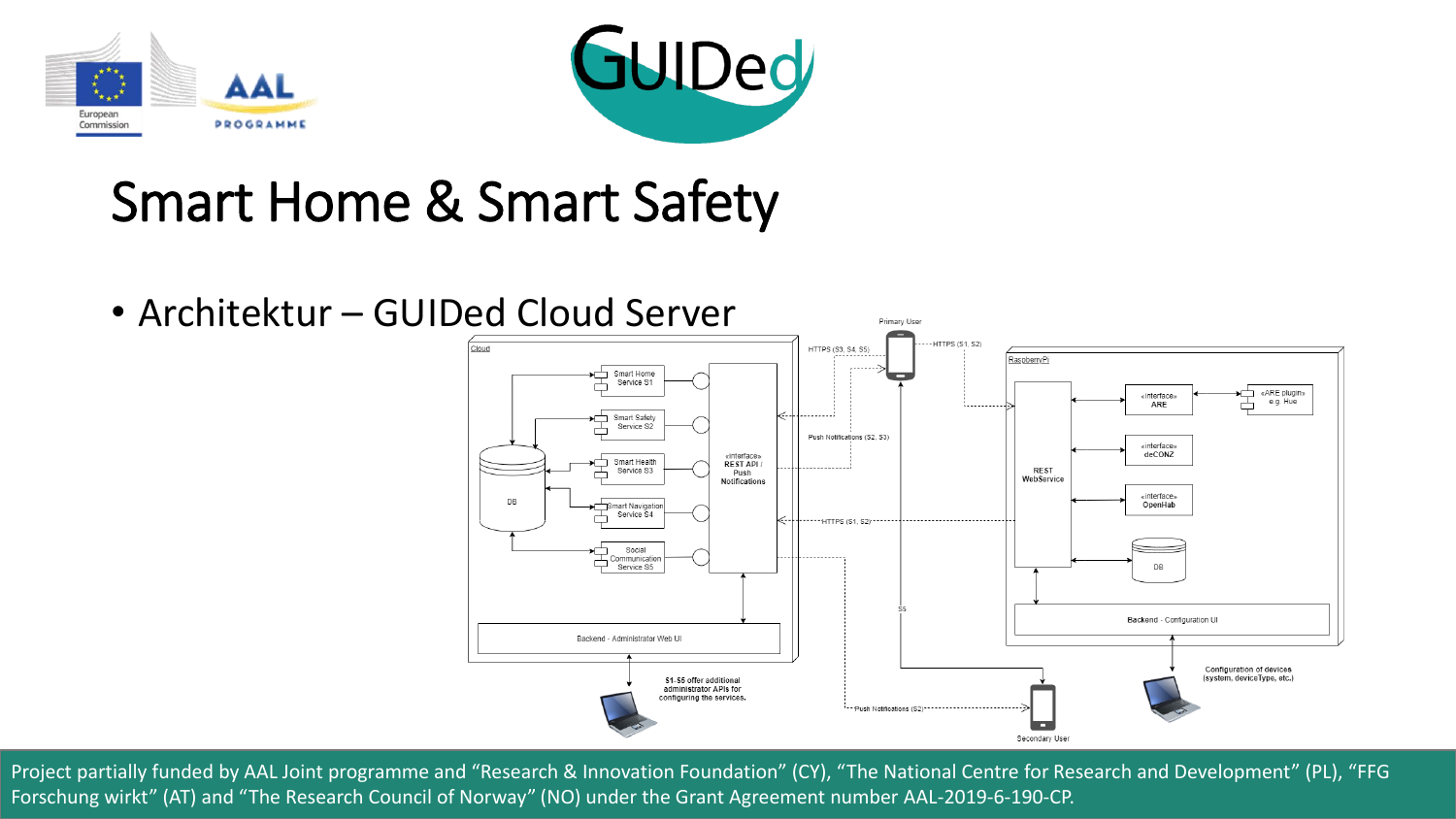# Smart Home & Smart Safety

- Architektur – GUIDed Cloud Server

Project partially funded by AAL Joint programme and "Research & Innovation Foundation" (CY), "The National Centre for Research and Development" (PL), "FFG Forschung wirkt" (AT) and "The Research Council of Norway" (NO) under the Grant Agreement number AAL-2019-6-190-CP.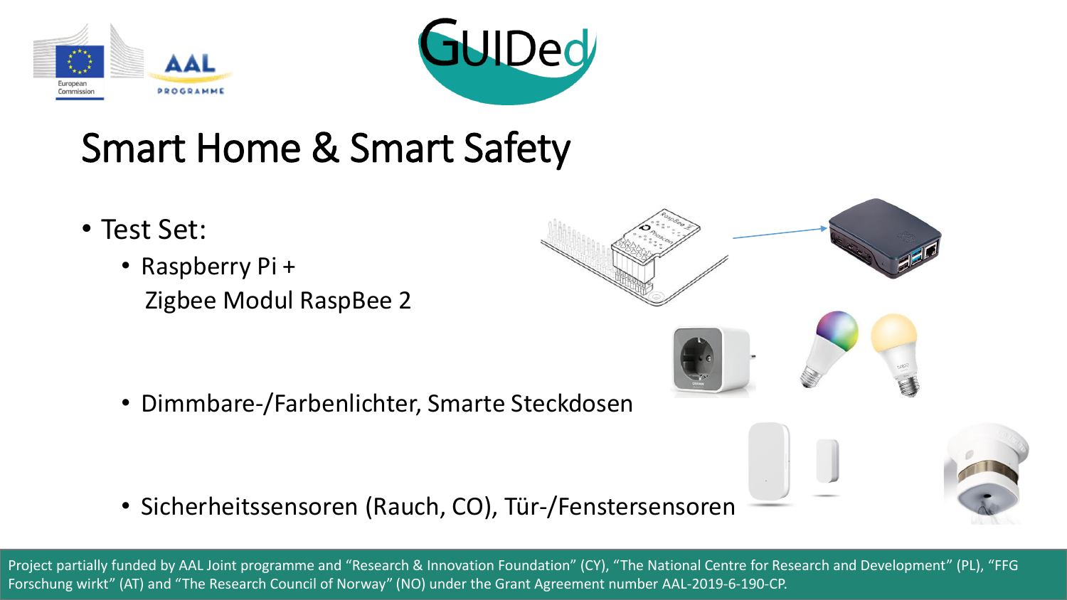# Smart Home & Smart Safety

- Test Set:
  - Raspberry Pi +
    Zigbee Modul RaspBee 2
  - Dimmbare-/Farbenlichter, Smarte Steckdosen
  - Sicherheitssensoren (Rauch, CO), Tür-/Fenstersensoren

Project partially funded by AAL Joint programme and "Research & Innovation Foundation" (CY), "The National Centre for Research and Development" (PL), "FFG Forschung wirkt" (AT) and "The Research Council of Norway" (NO) under the Grant Agreement number AAL-2019-6-190-CP.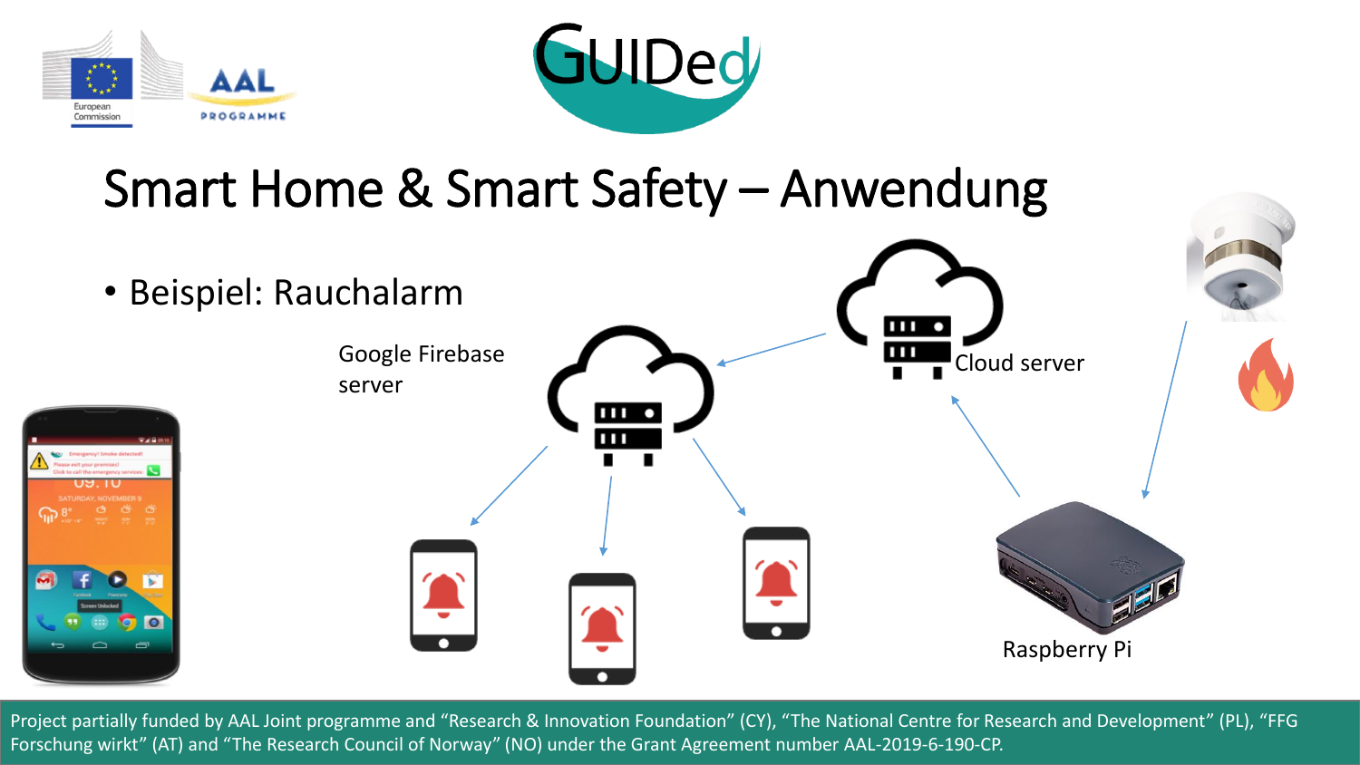# Smart Home & Smart Safety – Anwendung

- Beispiel: Rauchalarm

Google Firebase server

Cloud server

Raspberry Pi

Project partially funded by AAL Joint programme and "Research & Innovation Foundation" (CY), "The National Centre for Research and Development" (PL), "FFG Forschung wirkt" (AT) and "The Research Council of Norway" (NO) under the Grant Agreement number AAL-2019-6-190-CP.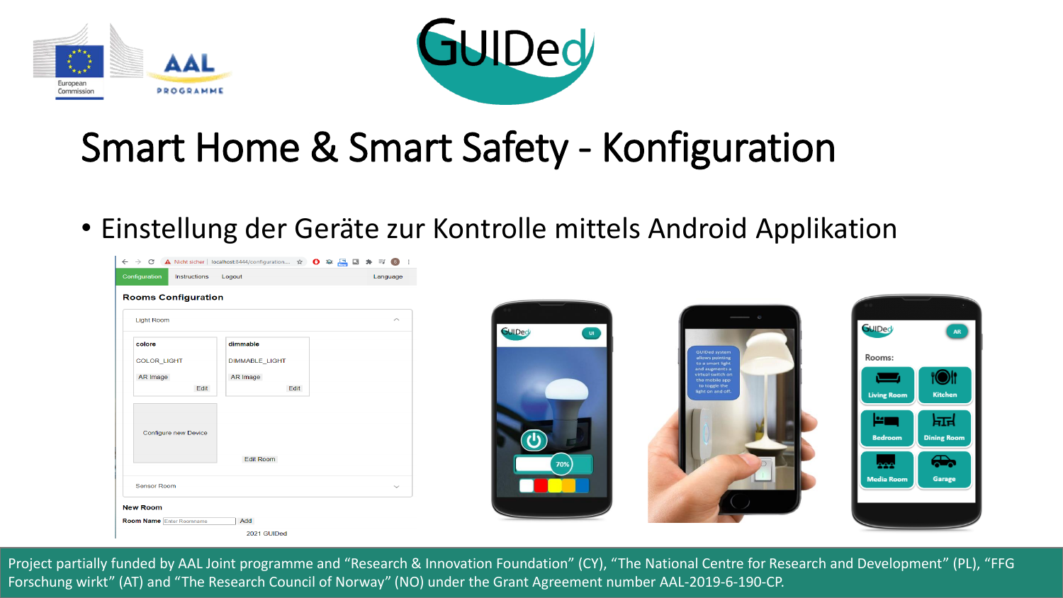# Smart Home & Smart Safety - Konfiguration

- Einstellung der Geräte zur Kontrolle mittels Android Applikation

Project partially funded by AAL Joint programme and "Research & Innovation Foundation" (CY), "The National Centre for Research and Development" (PL), "FFG Forschung wirkt" (AT) and "The Research Council of Norway" (NO) under the Grant Agreement number AAL-2019-6-190-CP.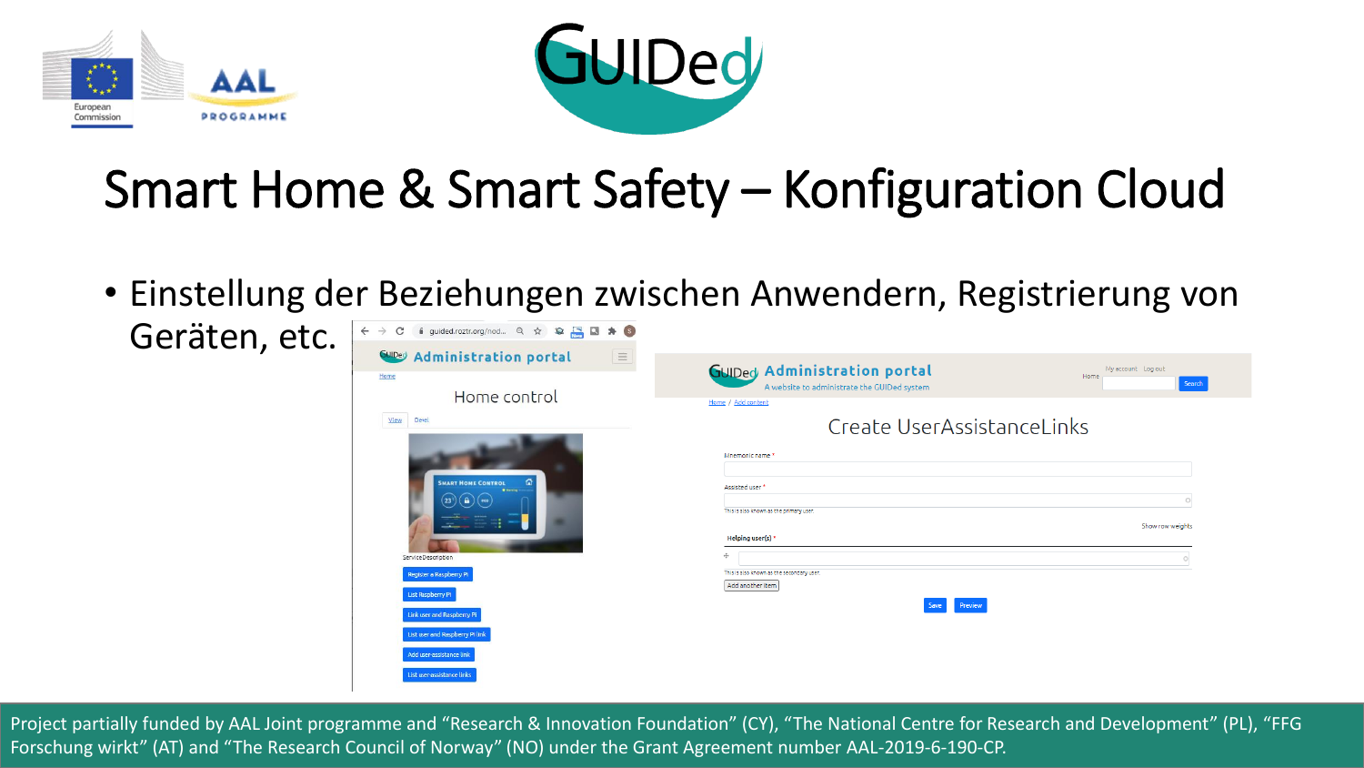# Smart Home & Smart Safety – Konfiguration Cloud

- Einstellung der Beziehungen zwischen Anwendern, Registrierung von Geräten, etc.

Project partially funded by AAL Joint programme and “Research & Innovation Foundation” (CY), “The National Centre for Research and Development” (PL), “FFG Forschung wirkt” (AT) and “The Research Council of Norway” (NO) under the Grant Agreement number AAL-2019-6-190-CP.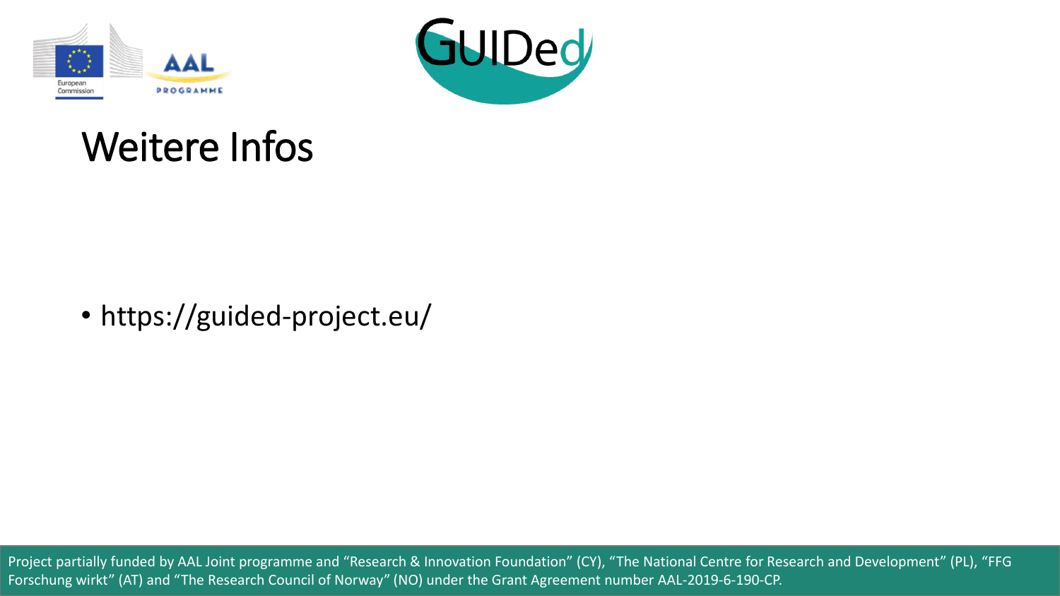# Weitere Infos

- https://guided-project.eu/

Project partially funded by AAL Joint programme and "Research & Innovation Foundation" (CY), "The National Centre for Research and Development" (PL), "FFG Forschung wirkt" (AT) and "The Research Council of Norway" (NO) under the Grant Agreement number AAL-2019-6-190-CP.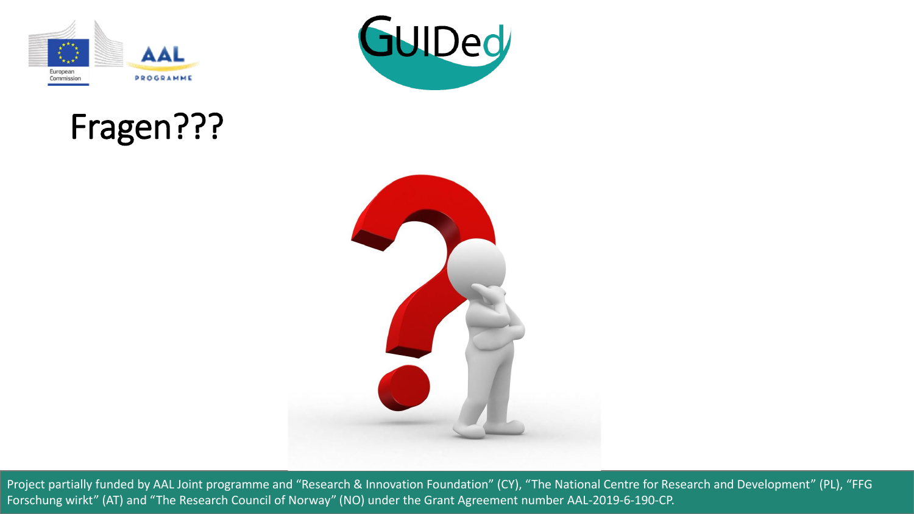# Fragen???

Project partially funded by AAL Joint programme and "Research & Innovation Foundation" (CY), "The National Centre for Research and Development" (PL), "FFG Forschung wirkt" (AT) and "The Research Council of Norway" (NO) under the Grant Agreement number AAL-2019-6-190-CP.